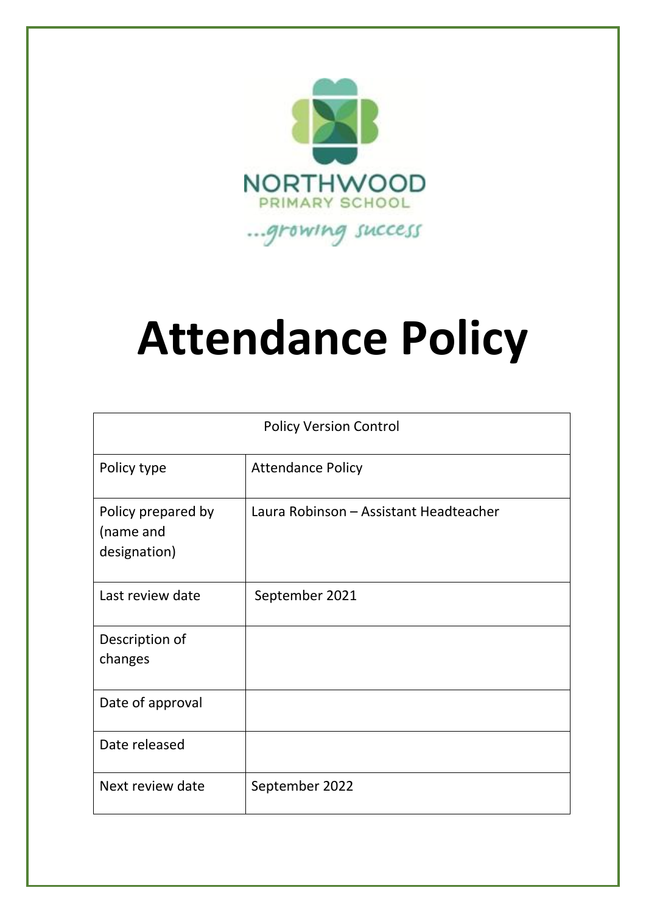NORTHWOOD

PRIMARY SCHOOL

...growing success

# Attendance Policy

| Policy Version Control | |
|---|---|
| Policy type | Attendance Policy |
| Policy prepared by (name and designation) | Laura Robinson – Assistant Headteacher |
| Last review date | September 2021 |
| Description of changes | |
| Date of approval | |
| Date released | |
| Next review date | September 2022 |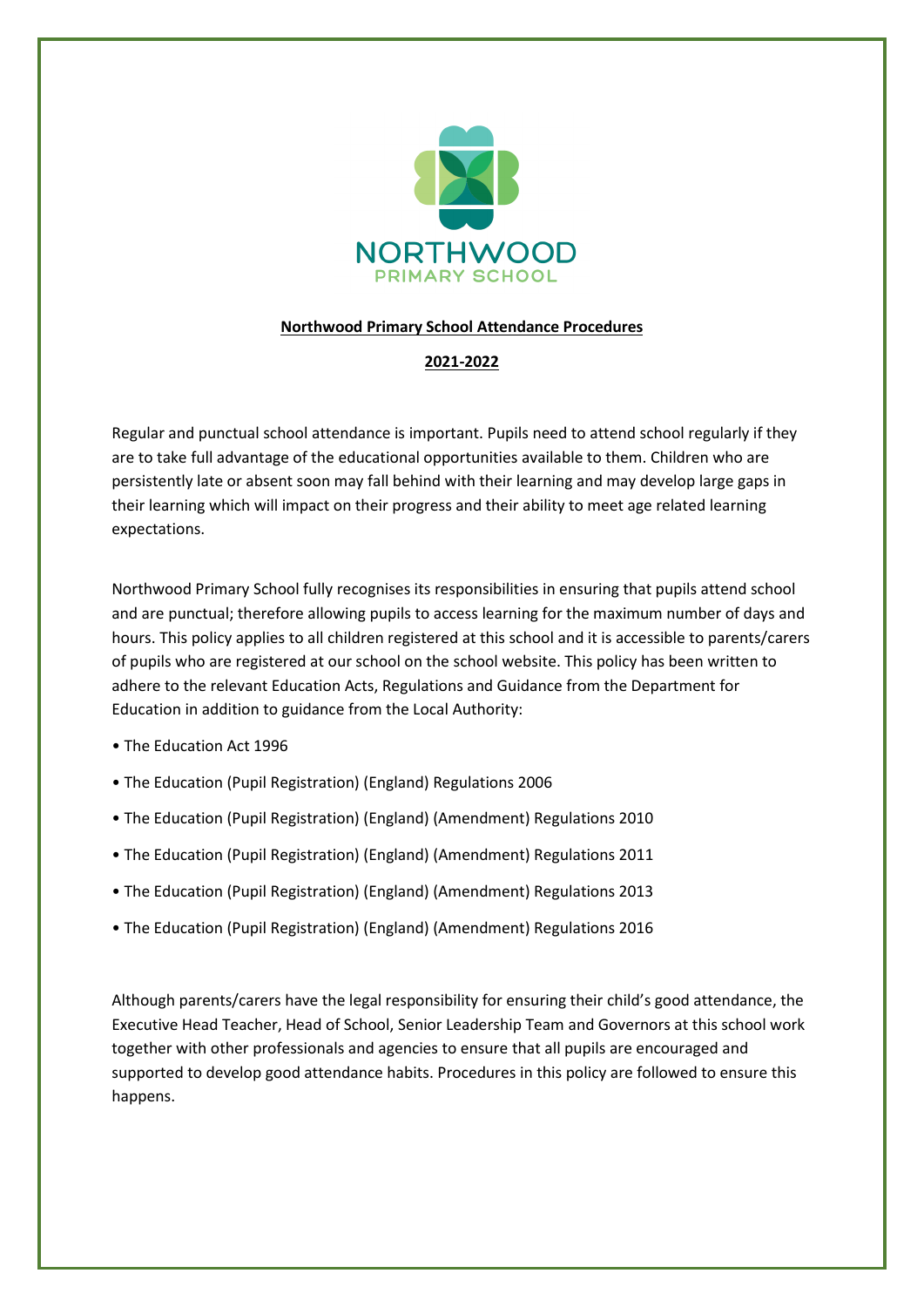**Northwood Primary School Attendance Procedures**

**2021-2022**

Regular and punctual school attendance is important. Pupils need to attend school regularly if they are to take full advantage of the educational opportunities available to them. Children who are persistently late or absent soon may fall behind with their learning and may develop large gaps in their learning which will impact on their progress and their ability to meet age related learning expectations.

Northwood Primary School fully recognises its responsibilities in ensuring that pupils attend school and are punctual; therefore allowing pupils to access learning for the maximum number of days and hours. This policy applies to all children registered at this school and it is accessible to parents/carers of pupils who are registered at our school on the school website. This policy has been written to adhere to the relevant Education Acts, Regulations and Guidance from the Department for Education in addition to guidance from the Local Authority:

- The Education Act 1996
- The Education (Pupil Registration) (England) Regulations 2006
- The Education (Pupil Registration) (England) (Amendment) Regulations 2010
- The Education (Pupil Registration) (England) (Amendment) Regulations 2011
- The Education (Pupil Registration) (England) (Amendment) Regulations 2013
- The Education (Pupil Registration) (England) (Amendment) Regulations 2016

Although parents/carers have the legal responsibility for ensuring their child's good attendance, the Executive Head Teacher, Head of School, Senior Leadership Team and Governors at this school work together with other professionals and agencies to ensure that all pupils are encouraged and supported to develop good attendance habits. Procedures in this policy are followed to ensure this happens.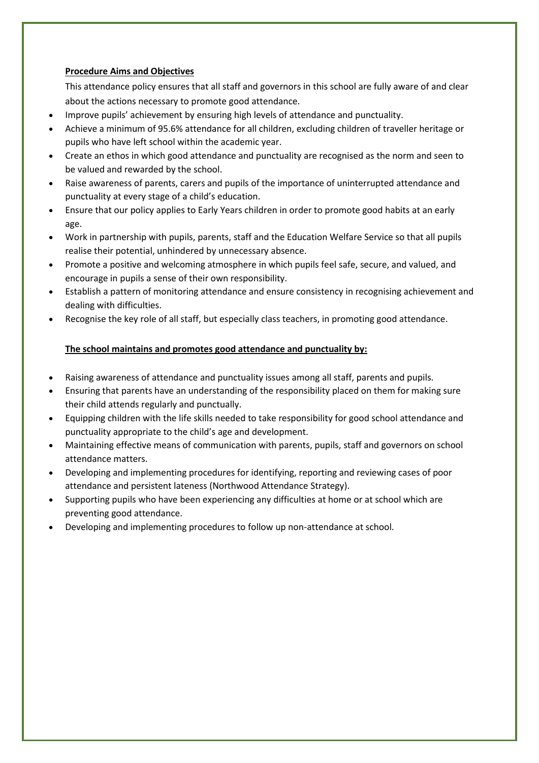**Procedure Aims and Objectives**

This attendance policy ensures that all staff and governors in this school are fully aware of and clear about the actions necessary to promote good attendance.

- Improve pupils' achievement by ensuring high levels of attendance and punctuality.
- Achieve a minimum of 95.6% attendance for all children, excluding children of traveller heritage or pupils who have left school within the academic year.
- Create an ethos in which good attendance and punctuality are recognised as the norm and seen to be valued and rewarded by the school.
- Raise awareness of parents, carers and pupils of the importance of uninterrupted attendance and punctuality at every stage of a child's education.
- Ensure that our policy applies to Early Years children in order to promote good habits at an early age.
- Work in partnership with pupils, parents, staff and the Education Welfare Service so that all pupils realise their potential, unhindered by unnecessary absence.
- Promote a positive and welcoming atmosphere in which pupils feel safe, secure, and valued, and encourage in pupils a sense of their own responsibility.
- Establish a pattern of monitoring attendance and ensure consistency in recognising achievement and dealing with difficulties.
- Recognise the key role of all staff, but especially class teachers, in promoting good attendance.

**The school maintains and promotes good attendance and punctuality by:**

- Raising awareness of attendance and punctuality issues among all staff, parents and pupils.
- Ensuring that parents have an understanding of the responsibility placed on them for making sure their child attends regularly and punctually.
- Equipping children with the life skills needed to take responsibility for good school attendance and punctuality appropriate to the child's age and development.
- Maintaining effective means of communication with parents, pupils, staff and governors on school attendance matters.
- Developing and implementing procedures for identifying, reporting and reviewing cases of poor attendance and persistent lateness (Northwood Attendance Strategy).
- Supporting pupils who have been experiencing any difficulties at home or at school which are preventing good attendance.
- Developing and implementing procedures to follow up non-attendance at school.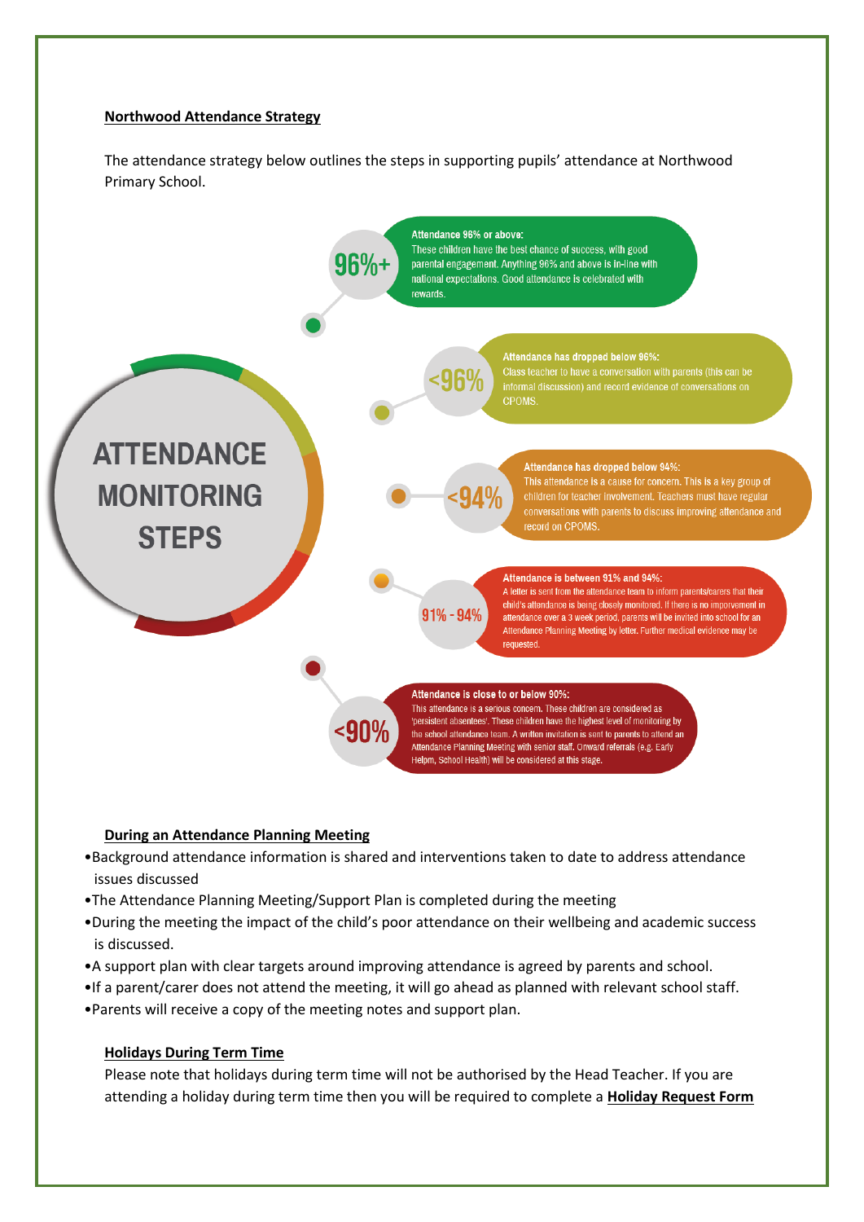## Northwood Attendance Strategy

The attendance strategy below outlines the steps in supporting pupils' attendance at Northwood Primary School.

### ATTENDANCE MONITORING STEPS

**96%+**

**Attendance 96% or above:**
These children have the best chance of success, with good parental engagement. Anything 96% and above is in-line with national expectations. Good attendance is celebrated with rewards.

**<96%**

**Attendance has dropped below 96%:**
Class teacher to have a conversation with parents (this can be informal discussion) and record evidence of conversations on CPOMS.

**<94%**

**Attendance has dropped below 94%:**
This attendance is a cause for concern. This is a key group of children for teacher involvement. Teachers must have regular conversations with parents to discuss improving attendance and record on CPOMS.

**91% - 94%**

**Attendance is between 91% and 94%:**
A letter is sent from the attendance team to inform parents/carers that their child's attendance is being closely monitored. If there is no improvement in attendance over a 3 week period, parents will be invited into school for an Attendance Planning Meeting by letter. Further medical evidence may be requested.

**<90%**

**Attendance is close to or below 90%:**
This attendance is a serious concern. These children are considered as 'persistent absentees'. These children have the highest level of monitoring by the school attendance team. A written invitation is sent to parents to attend an Attendance Planning Meeting with senior staff. Onward referrals (e.g. Early Helpm, School Health) will be considered at this stage.

## During an Attendance Planning Meeting

- Background attendance information is shared and interventions taken to date to address attendance issues discussed
- The Attendance Planning Meeting/Support Plan is completed during the meeting
- During the meeting the impact of the child's poor attendance on their wellbeing and academic success is discussed.
- A support plan with clear targets around improving attendance is agreed by parents and school.
- If a parent/carer does not attend the meeting, it will go ahead as planned with relevant school staff.
- Parents will receive a copy of the meeting notes and support plan.

## Holidays During Term Time

Please note that holidays during term time will not be authorised by the Head Teacher. If you are attending a holiday during term time then you will be required to complete a **Holiday Request Form**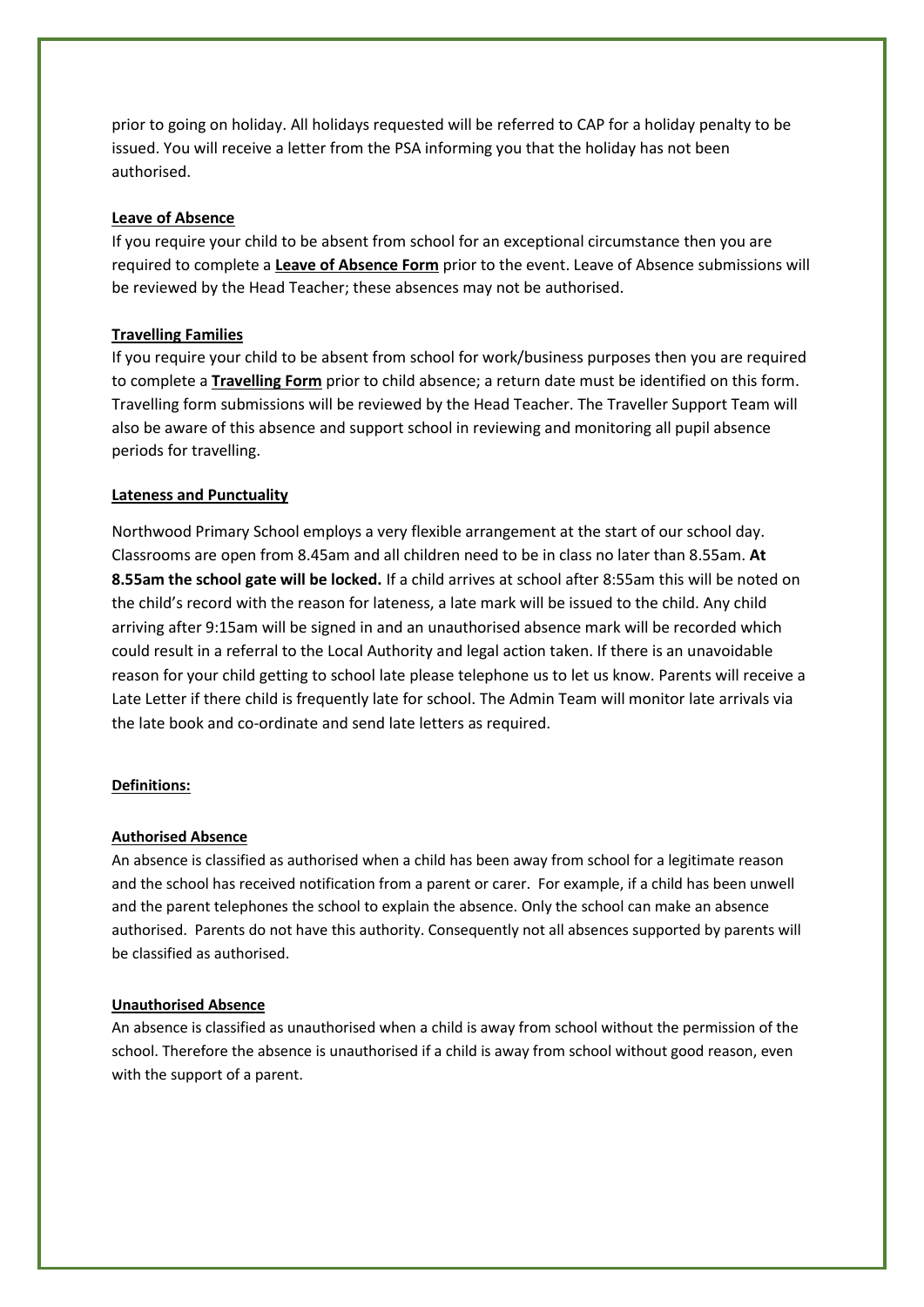prior to going on holiday. All holidays requested will be referred to CAP for a holiday penalty to be issued. You will receive a letter from the PSA informing you that the holiday has not been authorised.

**Leave of Absence**

If you require your child to be absent from school for an exceptional circumstance then you are required to complete a **Leave of Absence Form** prior to the event. Leave of Absence submissions will be reviewed by the Head Teacher; these absences may not be authorised.

**Travelling Families**

If you require your child to be absent from school for work/business purposes then you are required to complete a **Travelling Form** prior to child absence; a return date must be identified on this form. Travelling form submissions will be reviewed by the Head Teacher. The Traveller Support Team will also be aware of this absence and support school in reviewing and monitoring all pupil absence periods for travelling.

**Lateness and Punctuality**

Northwood Primary School employs a very flexible arrangement at the start of our school day. Classrooms are open from 8.45am and all children need to be in class no later than 8.55am. **At 8.55am the school gate will be locked.** If a child arrives at school after 8:55am this will be noted on the child's record with the reason for lateness, a late mark will be issued to the child. Any child arriving after 9:15am will be signed in and an unauthorised absence mark will be recorded which could result in a referral to the Local Authority and legal action taken. If there is an unavoidable reason for your child getting to school late please telephone us to let us know. Parents will receive a Late Letter if there child is frequently late for school. The Admin Team will monitor late arrivals via the late book and co-ordinate and send late letters as required.

**Definitions:**

**Authorised Absence**

An absence is classified as authorised when a child has been away from school for a legitimate reason and the school has received notification from a parent or carer. For example, if a child has been unwell and the parent telephones the school to explain the absence. Only the school can make an absence authorised. Parents do not have this authority. Consequently not all absences supported by parents will be classified as authorised.

**Unauthorised Absence**

An absence is classified as unauthorised when a child is away from school without the permission of the school. Therefore the absence is unauthorised if a child is away from school without good reason, even with the support of a parent.